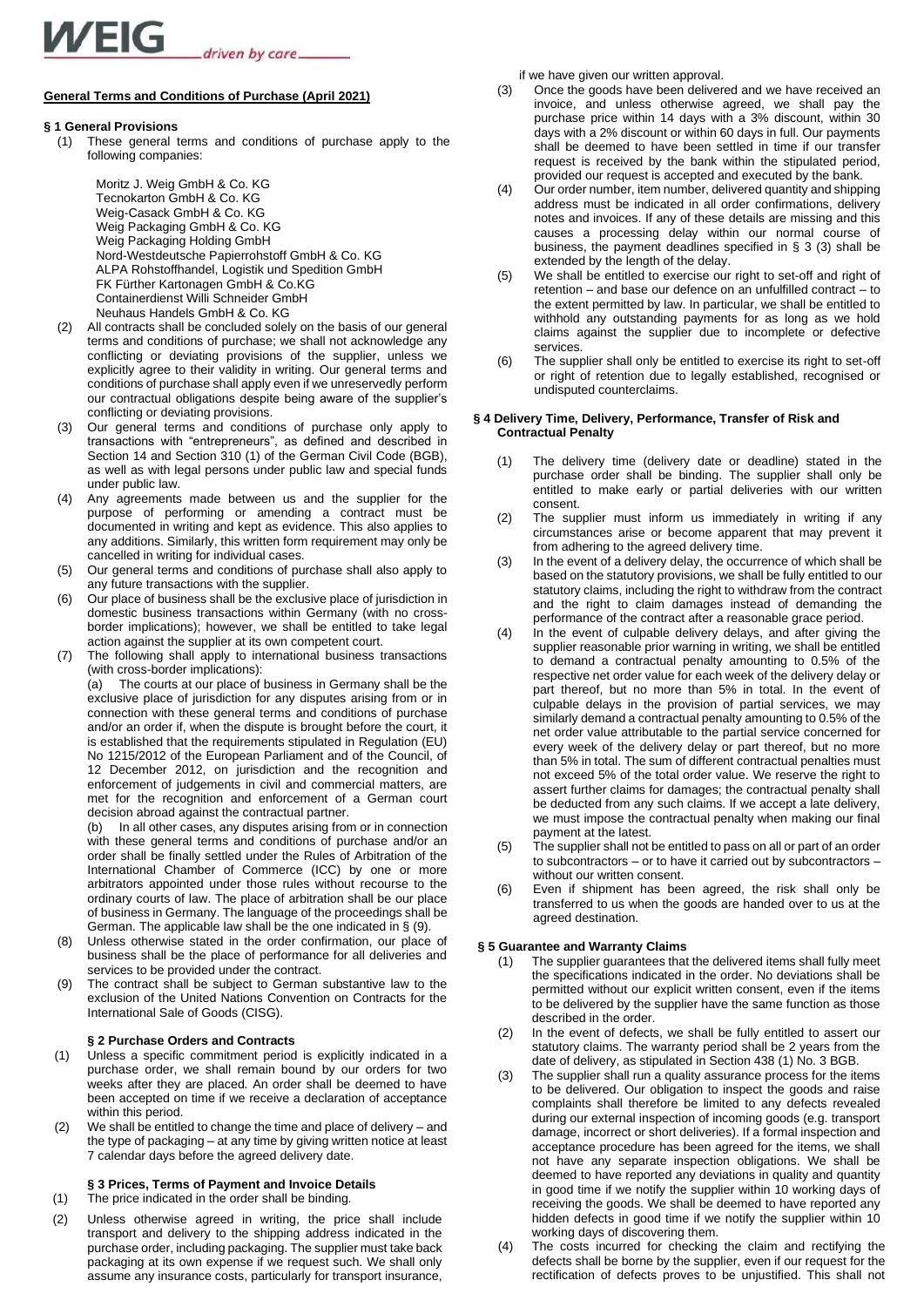## General Terms and Conditions of Purchase (April 2021)

### § 1 General Provisions

(1) These general terms and conditions of purchase apply to the following companies:

Moritz J. Weig GmbH & Co. KG
Tecnokarton GmbH & Co. KG
Weig-Casack GmbH & Co. KG
Weig Packaging GmbH & Co. KG
Weig Packaging Holding GmbH
Nord-Westdeutsche Papierrohstoff GmbH & Co. KG
ALPA Rohstoffhandel, Logistik und Spedition GmbH
FK Fürther Kartonagen GmbH & Co.KG
Containerdienst Willi Schneider GmbH
Neuhaus Handels GmbH & Co. KG

(2) All contracts shall be concluded solely on the basis of our general terms and conditions of purchase; we shall not acknowledge any conflicting or deviating provisions of the supplier, unless we explicitly agree to their validity in writing. Our general terms and conditions of purchase shall apply even if we unreservedly perform our contractual obligations despite being aware of the supplier's conflicting or deviating provisions.

(3) Our general terms and conditions of purchase only apply to transactions with "entrepreneurs", as defined and described in Section 14 and Section 310 (1) of the German Civil Code (BGB), as well as with legal persons under public law and special funds under public law.

(4) Any agreements made between us and the supplier for the purpose of performing or amending a contract must be documented in writing and kept as evidence. This also applies to any additions. Similarly, this written form requirement may only be cancelled in writing for individual cases.

(5) Our general terms and conditions of purchase shall also apply to any future transactions with the supplier.

(6) Our place of business shall be the exclusive place of jurisdiction in domestic business transactions within Germany (with no cross-border implications); however, we shall be entitled to take legal action against the supplier at its own competent court.

(7) The following shall apply to international business transactions (with cross-border implications):

(a) The courts at our place of business in Germany shall be the exclusive place of jurisdiction for any disputes arising from or in connection with these general terms and conditions of purchase and/or an order if, when the dispute is brought before the court, it is established that the requirements stipulated in Regulation (EU) No 1215/2012 of the European Parliament and of the Council, of 12 December 2012, on jurisdiction and the recognition and enforcement of judgements in civil and commercial matters, are met for the recognition and enforcement of a German court decision abroad against the contractual partner.

(b) In all other cases, any disputes arising from or in connection with these general terms and conditions of purchase and/or an order shall be finally settled under the Rules of Arbitration of the International Chamber of Commerce (ICC) by one or more arbitrators appointed under those rules without recourse to the ordinary courts of law. The place of arbitration shall be our place of business in Germany. The language of the proceedings shall be German. The applicable law shall be the one indicated in § (9).

(8) Unless otherwise stated in the order confirmation, our place of business shall be the place of performance for all deliveries and services to be provided under the contract.

(9) The contract shall be subject to German substantive law to the exclusion of the United Nations Convention on Contracts for the International Sale of Goods (CISG).

### § 2 Purchase Orders and Contracts

(1) Unless a specific commitment period is explicitly indicated in a purchase order, we shall remain bound by our orders for two weeks after they are placed. An order shall be deemed to have been accepted on time if we receive a declaration of acceptance within this period.

(2) We shall be entitled to change the time and place of delivery – and the type of packaging – at any time by giving written notice at least 7 calendar days before the agreed delivery date.

### § 3 Prices, Terms of Payment and Invoice Details

(1) The price indicated in the order shall be binding.

(2) Unless otherwise agreed in writing, the price shall include transport and delivery to the shipping address indicated in the purchase order, including packaging. The supplier must take back packaging at its own expense if we request such. We shall only assume any insurance costs, particularly for transport insurance, if we have given our written approval.

(3) Once the goods have been delivered and we have received an invoice, and unless otherwise agreed, we shall pay the purchase price within 14 days with a 3% discount, within 30 days with a 2% discount or within 60 days in full. Our payments shall be deemed to have been settled in time if our transfer request is received by the bank within the stipulated period, provided our request is accepted and executed by the bank.

(4) Our order number, item number, delivered quantity and shipping address must be indicated in all order confirmations, delivery notes and invoices. If any of these details are missing and this causes a processing delay within our normal course of business, the payment deadlines specified in § 3 (3) shall be extended by the length of the delay.

(5) We shall be entitled to exercise our right to set-off and right of retention – and base our defence on an unfulfilled contract – to the extent permitted by law. In particular, we shall be entitled to withhold any outstanding payments for as long as we hold claims against the supplier due to incomplete or defective services.

(6) The supplier shall only be entitled to exercise its right to set-off or right of retention due to legally established, recognised or undisputed counterclaims.

### § 4 Delivery Time, Delivery, Performance, Transfer of Risk and Contractual Penalty

(1) The delivery time (delivery date or deadline) stated in the purchase order shall be binding. The supplier shall only be entitled to make early or partial deliveries with our written consent.

(2) The supplier must inform us immediately in writing if any circumstances arise or become apparent that may prevent it from adhering to the agreed delivery time.

(3) In the event of a delivery delay, the occurrence of which shall be based on the statutory provisions, we shall be fully entitled to our statutory claims, including the right to withdraw from the contract and the right to claim damages instead of demanding the performance of the contract after a reasonable grace period.

(4) In the event of culpable delivery delays, and after giving the supplier reasonable prior warning in writing, we shall be entitled to demand a contractual penalty amounting to 0.5% of the respective net order value for each week of the delivery delay or part thereof, but no more than 5% in total. In the event of culpable delays in the provision of partial services, we may similarly demand a contractual penalty amounting to 0.5% of the net order value attributable to the partial service concerned for every week of the delivery delay or part thereof, but no more than 5% in total. The sum of different contractual penalties must not exceed 5% of the total order value. We reserve the right to assert further claims for damages; the contractual penalty shall be deducted from any such claims. If we accept a late delivery, we must impose the contractual penalty when making our final payment at the latest.

(5) The supplier shall not be entitled to pass on all or part of an order to subcontractors – or to have it carried out by subcontractors – without our written consent.

(6) Even if shipment has been agreed, the risk shall only be transferred to us when the goods are handed over to us at the agreed destination.

### § 5 Guarantee and Warranty Claims

(1) The supplier guarantees that the delivered items shall fully meet the specifications indicated in the order. No deviations shall be permitted without our explicit written consent, even if the items to be delivered by the supplier have the same function as those described in the order.

(2) In the event of defects, we shall be fully entitled to assert our statutory claims. The warranty period shall be 2 years from the date of delivery, as stipulated in Section 438 (1) No. 3 BGB.

(3) The supplier shall run a quality assurance process for the items to be delivered. Our obligation to inspect the goods and raise complaints shall therefore be limited to any defects revealed during our external inspection of incoming goods (e.g. transport damage, incorrect or short deliveries). If a formal inspection and acceptance procedure has been agreed for the items, we shall not have any separate inspection obligations. We shall be deemed to have reported any deviations in quality and quantity in good time if we notify the supplier within 10 working days of receiving the goods. We shall be deemed to have reported any hidden defects in good time if we notify the supplier within 10 working days of discovering them.

(4) The costs incurred for checking the claim and rectifying the defects shall be borne by the supplier, even if our request for the rectification of defects proves to be unjustified. This shall not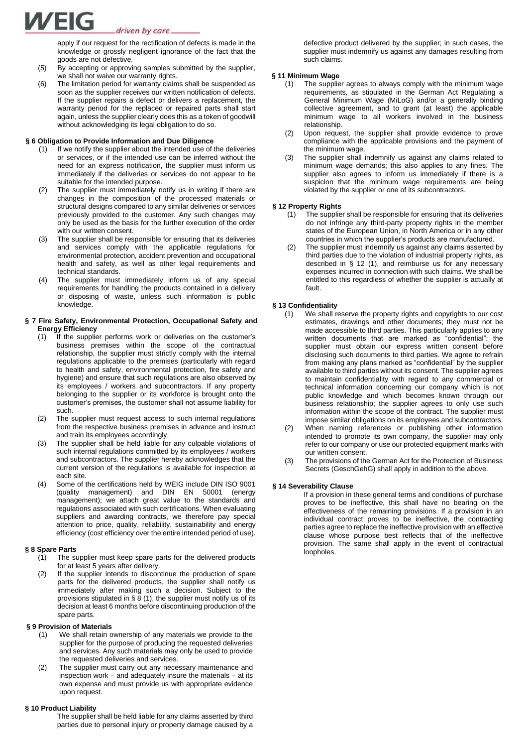apply if our request for the rectification of defects is made in the knowledge or grossly negligent ignorance of the fact that the goods are not defective.

(5) By accepting or approving samples submitted by the supplier, we shall not waive our warranty rights.

(6) The limitation period for warranty claims shall be suspended as soon as the supplier receives our written notification of defects. If the supplier repairs a defect or delivers a replacement, the warranty period for the replaced or repaired parts shall start again, unless the supplier clearly does this as a token of goodwill without acknowledging its legal obligation to do so.

### § 6 Obligation to Provide Information and Due Diligence

(1) If we notify the supplier about the intended use of the deliveries or services, or if the intended use can be inferred without the need for an express notification, the supplier must inform us immediately if the deliveries or services do not appear to be suitable for the intended purpose.

(2) The supplier must immediately notify us in writing if there are changes in the composition of the processed materials or structural designs compared to any similar deliveries or services previously provided to the customer. Any such changes may only be used as the basis for the further execution of the order with our written consent.

(3) The supplier shall be responsible for ensuring that its deliveries and services comply with the applicable regulations for environmental protection, accident prevention and occupational health and safety, as well as other legal requirements and technical standards.

(4) The supplier must immediately inform us of any special requirements for handling the products contained in a delivery or disposing of waste, unless such information is public knowledge.

### § 7 Fire Safety, Environmental Protection, Occupational Safety and Energy Efficiency

(1) If the supplier performs work or deliveries on the customer's business premises within the scope of the contractual relationship, the supplier must strictly comply with the internal regulations applicable to the premises (particularly with regard to health and safety, environmental protection, fire safety and hygiene) and ensure that such regulations are also observed by its employees / workers and subcontractors. If any property belonging to the supplier or its workforce is brought onto the customer's premises, the customer shall not assume liability for such.

(2) The supplier must request access to such internal regulations from the respective business premises in advance and instruct and train its employees accordingly.

(3) The supplier shall be held liable for any culpable violations of such internal regulations committed by its employees / workers and subcontractors. The supplier hereby acknowledges that the current version of the regulations is available for inspection at each site.

(4) Some of the certifications held by WEIG include DIN ISO 9001 (quality management) and DIN EN 50001 (energy management); we attach great value to the standards and regulations associated with such certifications. When evaluating suppliers and awarding contracts, we therefore pay special attention to price, quality, reliability, sustainability and energy efficiency (cost efficiency over the entire intended period of use).

### § 8 Spare Parts

(1) The supplier must keep spare parts for the delivered products for at least 5 years after delivery.

(2) If the supplier intends to discontinue the production of spare parts for the delivered products, the supplier shall notify us immediately after making such a decision. Subject to the provisions stipulated in § 8 (1), the supplier must notify us of its decision at least 6 months before discontinuing production of the spare parts.

### § 9 Provision of Materials

(1) We shall retain ownership of any materials we provide to the supplier for the purpose of producing the requested deliveries and services. Any such materials may only be used to provide the requested deliveries and services.

(2) The supplier must carry out any necessary maintenance and inspection work – and adequately insure the materials – at its own expense and must provide us with appropriate evidence upon request.

### § 10 Product Liability

The supplier shall be held liable for any claims asserted by third parties due to personal injury or property damage caused by a defective product delivered by the supplier; in such cases, the supplier must indemnify us against any damages resulting from such claims.

### § 11 Minimum Wage

(1) The supplier agrees to always comply with the minimum wage requirements, as stipulated in the German Act Regulating a General Minimum Wage (MiLoG) and/or a generally binding collective agreement, and to grant (at least) the applicable minimum wage to all workers involved in the business relationship.

(2) Upon request, the supplier shall provide evidence to prove compliance with the applicable provisions and the payment of the minimum wage.

(3) The supplier shall indemnify us against any claims related to minimum wage demands; this also applies to any fines. The supplier also agrees to inform us immediately if there is a suspicion that the minimum wage requirements are being violated by the supplier or one of its subcontractors.

### § 12 Property Rights

(1) The supplier shall be responsible for ensuring that its deliveries do not infringe any third-party property rights in the member states of the European Union, in North America or in any other countries in which the supplier's products are manufactured.

(2) The supplier must indemnify us against any claims asserted by third parties due to the violation of industrial property rights, as described in § 12 (1), and reimburse us for any necessary expenses incurred in connection with such claims. We shall be entitled to this regardless of whether the supplier is actually at fault.

### § 13 Confidentiality

(1) We shall reserve the property rights and copyrights to our cost estimates, drawings and other documents; they must not be made accessible to third parties. This particularly applies to any written documents that are marked as "confidential"; the supplier must obtain our express written consent before disclosing such documents to third parties. We agree to refrain from making any plans marked as "confidential" by the supplier available to third parties without its consent. The supplier agrees to maintain confidentiality with regard to any commercial or technical information concerning our company which is not public knowledge and which becomes known through our business relationship; the supplier agrees to only use such information within the scope of the contract. The supplier must impose similar obligations on its employees and subcontractors.

(2) When naming references or publishing other information intended to promote its own company, the supplier may only refer to our company or use our protected equipment marks with our written consent.

(3) The provisions of the German Act for the Protection of Business Secrets (GeschGehG) shall apply in addition to the above.

### § 14 Severability Clause

If a provision in these general terms and conditions of purchase proves to be ineffective, this shall have no bearing on the effectiveness of the remaining provisions. If a provision in an individual contract proves to be ineffective, the contracting parties agree to replace the ineffective provision with an effective clause whose purpose best reflects that of the ineffective provision. The same shall apply in the event of contractual loopholes.